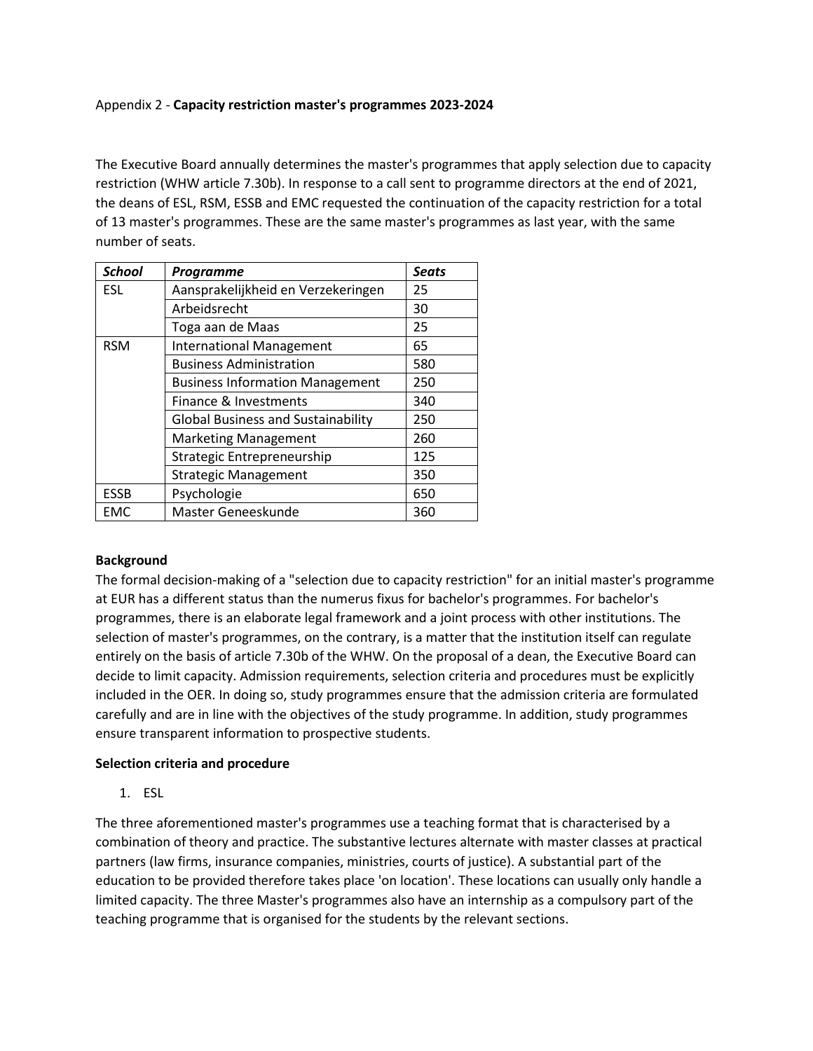Appendix 2 - **Capacity restriction master's programmes 2023-2024**

The Executive Board annually determines the master's programmes that apply selection due to capacity restriction (WHW article 7.30b). In response to a call sent to programme directors at the end of 2021, the deans of ESL, RSM, ESSB and EMC requested the continuation of the capacity restriction for a total of 13 master's programmes. These are the same master's programmes as last year, with the same number of seats.

| ***School*** | ***Programme*** | ***Seats*** |
|---|---|---|
| ESL | Aansprakelijkheid en Verzekeringen | 25 |
| | Arbeidsrecht | 30 |
| | Toga aan de Maas | 25 |
| RSM | International Management | 65 |
| | Business Administration | 580 |
| | Business Information Management | 250 |
| | Finance & Investments | 340 |
| | Global Business and Sustainability | 250 |
| | Marketing Management | 260 |
| | Strategic Entrepreneurship | 125 |
| | Strategic Management | 350 |
| ESSB | Psychologie | 650 |
| EMC | Master Geneeskunde | 360 |

**Background**

The formal decision-making of a "selection due to capacity restriction" for an initial master's programme at EUR has a different status than the numerus fixus for bachelor's programmes. For bachelor's programmes, there is an elaborate legal framework and a joint process with other institutions. The selection of master's programmes, on the contrary, is a matter that the institution itself can regulate entirely on the basis of article 7.30b of the WHW. On the proposal of a dean, the Executive Board can decide to limit capacity. Admission requirements, selection criteria and procedures must be explicitly included in the OER. In doing so, study programmes ensure that the admission criteria are formulated carefully and are in line with the objectives of the study programme. In addition, study programmes ensure transparent information to prospective students.

**Selection criteria and procedure**

1. ESL

The three aforementioned master's programmes use a teaching format that is characterised by a combination of theory and practice. The substantive lectures alternate with master classes at practical partners (law firms, insurance companies, ministries, courts of justice). A substantial part of the education to be provided therefore takes place 'on location'. These locations can usually only handle a limited capacity. The three Master's programmes also have an internship as a compulsory part of the teaching programme that is organised for the students by the relevant sections.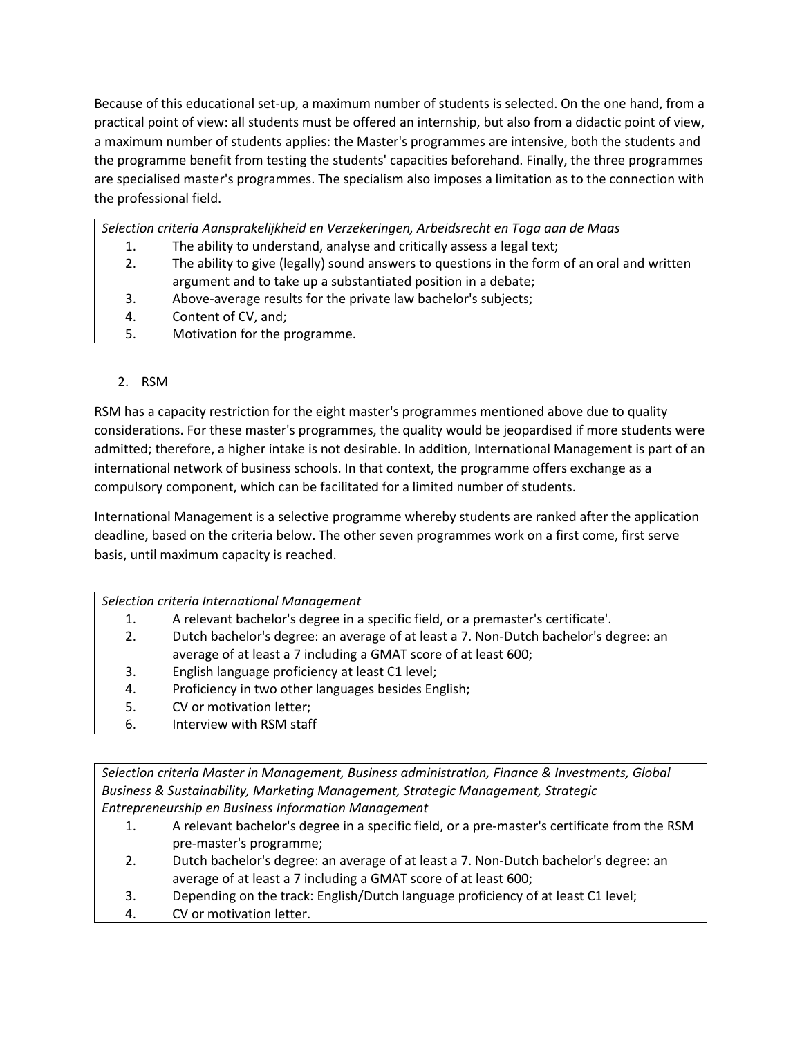Because of this educational set-up, a maximum number of students is selected. On the one hand, from a practical point of view: all students must be offered an internship, but also from a didactic point of view, a maximum number of students applies: the Master's programmes are intensive, both the students and the programme benefit from testing the students' capacities beforehand. Finally, the three programmes are specialised master's programmes. The specialism also imposes a limitation as to the connection with the professional field.

| *Selection criteria Aansprakelijkheid en Verzekeringen, Arbeidsrecht en Toga aan de Maas* |
|---|
| 1. The ability to understand, analyse and critically assess a legal text; |
| 2. The ability to give (legally) sound answers to questions in the form of an oral and written argument and to take up a substantiated position in a debate; |
| 3. Above-average results for the private law bachelor's subjects; |
| 4. Content of CV, and; |
| 5. Motivation for the programme. |

2. RSM

RSM has a capacity restriction for the eight master's programmes mentioned above due to quality considerations. For these master's programmes, the quality would be jeopardised if more students were admitted; therefore, a higher intake is not desirable. In addition, International Management is part of an international network of business schools. In that context, the programme offers exchange as a compulsory component, which can be facilitated for a limited number of students.

International Management is a selective programme whereby students are ranked after the application deadline, based on the criteria below. The other seven programmes work on a first come, first serve basis, until maximum capacity is reached.

| *Selection criteria International Management* |
|---|
| 1. A relevant bachelor's degree in a specific field, or a premaster's certificate'. |
| 2. Dutch bachelor's degree: an average of at least a 7. Non-Dutch bachelor's degree: an average of at least a 7 including a GMAT score of at least 600; |
| 3. English language proficiency at least C1 level; |
| 4. Proficiency in two other languages besides English; |
| 5. CV or motivation letter; |
| 6. Interview with RSM staff |

| *Selection criteria Master in Management, Business administration, Finance & Investments, Global Business & Sustainability, Marketing Management, Strategic Management, Strategic Entrepreneurship en Business Information Management* |
|---|
| 1. A relevant bachelor's degree in a specific field, or a pre-master's certificate from the RSM pre-master's programme; |
| 2. Dutch bachelor's degree: an average of at least a 7. Non-Dutch bachelor's degree: an average of at least a 7 including a GMAT score of at least 600; |
| 3. Depending on the track: English/Dutch language proficiency of at least C1 level; |
| 4. CV or motivation letter. |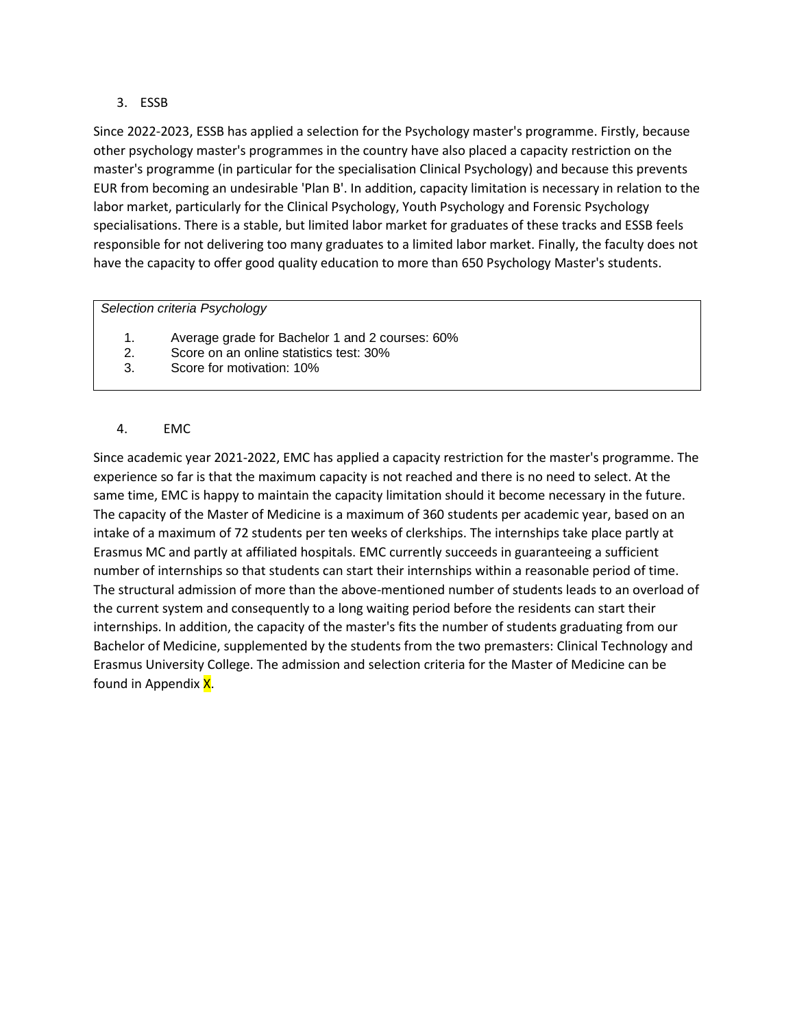3. ESSB

Since 2022-2023, ESSB has applied a selection for the Psychology master's programme. Firstly, because other psychology master's programmes in the country have also placed a capacity restriction on the master's programme (in particular for the specialisation Clinical Psychology) and because this prevents EUR from becoming an undesirable 'Plan B'. In addition, capacity limitation is necessary in relation to the labor market, particularly for the Clinical Psychology, Youth Psychology and Forensic Psychology specialisations. There is a stable, but limited labor market for graduates of these tracks and ESSB feels responsible for not delivering too many graduates to a limited labor market. Finally, the faculty does not have the capacity to offer good quality education to more than 650 Psychology Master's students.

*Selection criteria Psychology*

1. Average grade for Bachelor 1 and 2 courses: 60%
2. Score on an online statistics test: 30%
3. Score for motivation: 10%

4. EMC

Since academic year 2021-2022, EMC has applied a capacity restriction for the master's programme. The experience so far is that the maximum capacity is not reached and there is no need to select. At the same time, EMC is happy to maintain the capacity limitation should it become necessary in the future. The capacity of the Master of Medicine is a maximum of 360 students per academic year, based on an intake of a maximum of 72 students per ten weeks of clerkships. The internships take place partly at Erasmus MC and partly at affiliated hospitals. EMC currently succeeds in guaranteeing a sufficient number of internships so that students can start their internships within a reasonable period of time. The structural admission of more than the above-mentioned number of students leads to an overload of the current system and consequently to a long waiting period before the residents can start their internships. In addition, the capacity of the master's fits the number of students graduating from our Bachelor of Medicine, supplemented by the students from the two premasters: Clinical Technology and Erasmus University College. The admission and selection criteria for the Master of Medicine can be found in Appendix X.